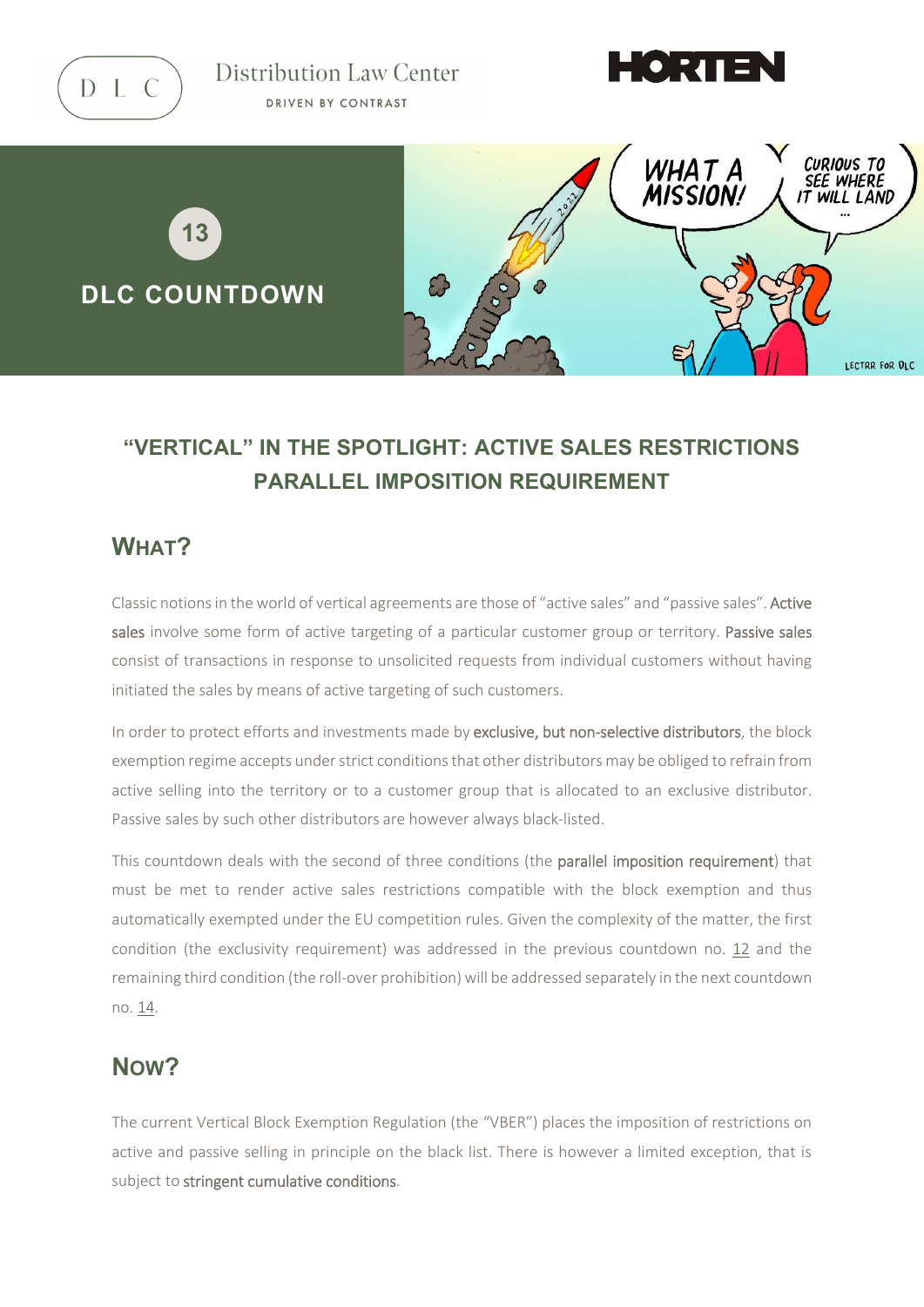Distribution Law Center

DRIVEN BY CONTRAST

13

**DLC COUNTDOWN**

## "VERTICAL" IN THE SPOTLIGHT: ACTIVE SALES RESTRICTIONS PARALLEL IMPOSITION REQUIREMENT

## WHAT?

Classic notions in the world of vertical agreements are those of "active sales" and "passive sales". Active sales involve some form of active targeting of a particular customer group or territory. Passive sales consist of transactions in response to unsolicited requests from individual customers without having initiated the sales by means of active targeting of such customers.

In order to protect efforts and investments made by exclusive, but non-selective distributors, the block exemption regime accepts under strict conditions that other distributors may be obliged to refrain from active selling into the territory or to a customer group that is allocated to an exclusive distributor. Passive sales by such other distributors are however always black-listed.

This countdown deals with the second of three conditions (the parallel imposition requirement) that must be met to render active sales restrictions compatible with the block exemption and thus automatically exempted under the EU competition rules. Given the complexity of the matter, the first condition (the exclusivity requirement) was addressed in the previous countdown no. 12 and the remaining third condition (the roll-over prohibition) will be addressed separately in the next countdown no. 14.

## NOW?

The current Vertical Block Exemption Regulation (the "VBER") places the imposition of restrictions on active and passive selling in principle on the black list. There is however a limited exception, that is subject to stringent cumulative conditions.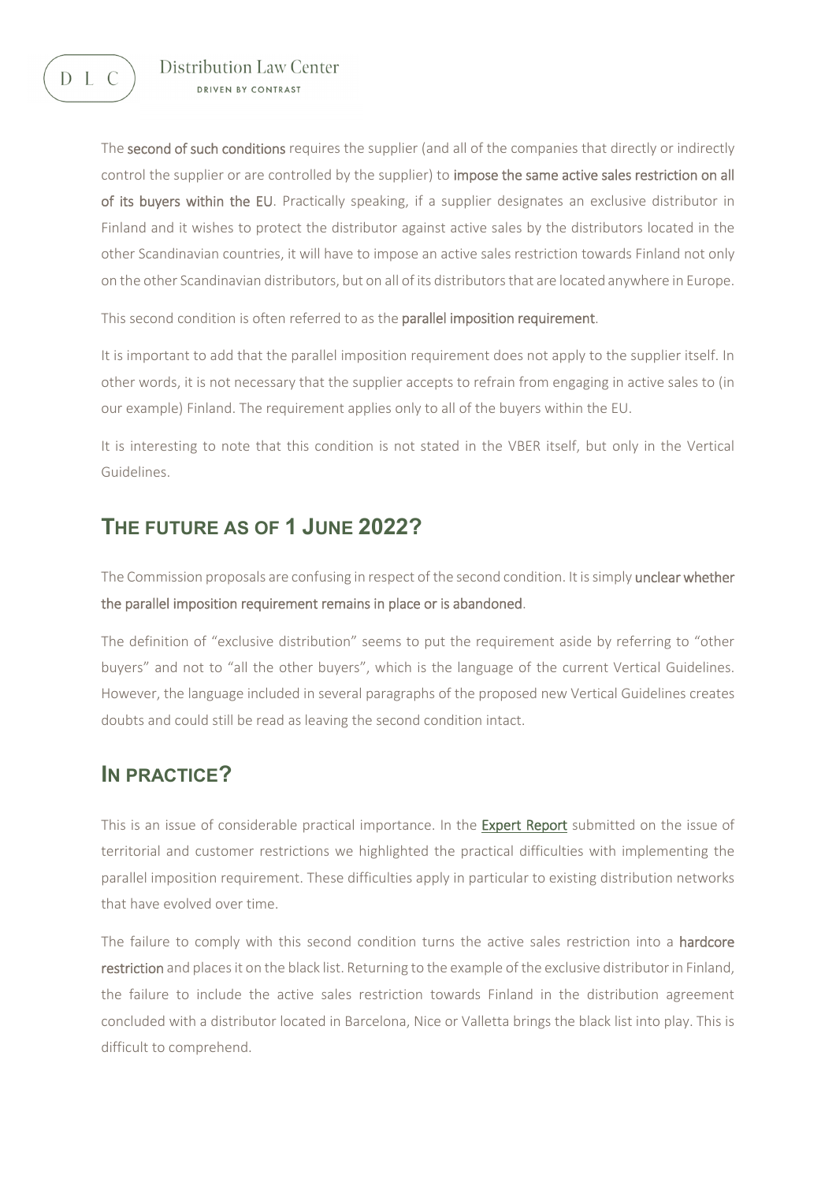The **second of such conditions** requires the supplier (and all of the companies that directly or indirectly control the supplier or are controlled by the supplier) to **impose the same active sales restriction on all of its buyers within the EU**. Practically speaking, if a supplier designates an exclusive distributor in Finland and it wishes to protect the distributor against active sales by the distributors located in the other Scandinavian countries, it will have to impose an active sales restriction towards Finland not only on the other Scandinavian distributors, but on all of its distributors that are located anywhere in Europe.

This second condition is often referred to as the **parallel imposition requirement**.

It is important to add that the parallel imposition requirement does not apply to the supplier itself. In other words, it is not necessary that the supplier accepts to refrain from engaging in active sales to (in our example) Finland. The requirement applies only to all of the buyers within the EU.

It is interesting to note that this condition is not stated in the VBER itself, but only in the Vertical Guidelines.

## THE FUTURE AS OF 1 JUNE 2022?

The Commission proposals are confusing in respect of the second condition. It is simply **unclear whether the parallel imposition requirement remains in place or is abandoned**.

The definition of "exclusive distribution" seems to put the requirement aside by referring to "other buyers" and not to "all the other buyers", which is the language of the current Vertical Guidelines. However, the language included in several paragraphs of the proposed new Vertical Guidelines creates doubts and could still be read as leaving the second condition intact.

## IN PRACTICE?

This is an issue of considerable practical importance. In the **Expert Report** submitted on the issue of territorial and customer restrictions we highlighted the practical difficulties with implementing the parallel imposition requirement. These difficulties apply in particular to existing distribution networks that have evolved over time.

The failure to comply with this second condition turns the active sales restriction into a **hardcore restriction** and places it on the black list. Returning to the example of the exclusive distributor in Finland, the failure to include the active sales restriction towards Finland in the distribution agreement concluded with a distributor located in Barcelona, Nice or Valletta brings the black list into play. This is difficult to comprehend.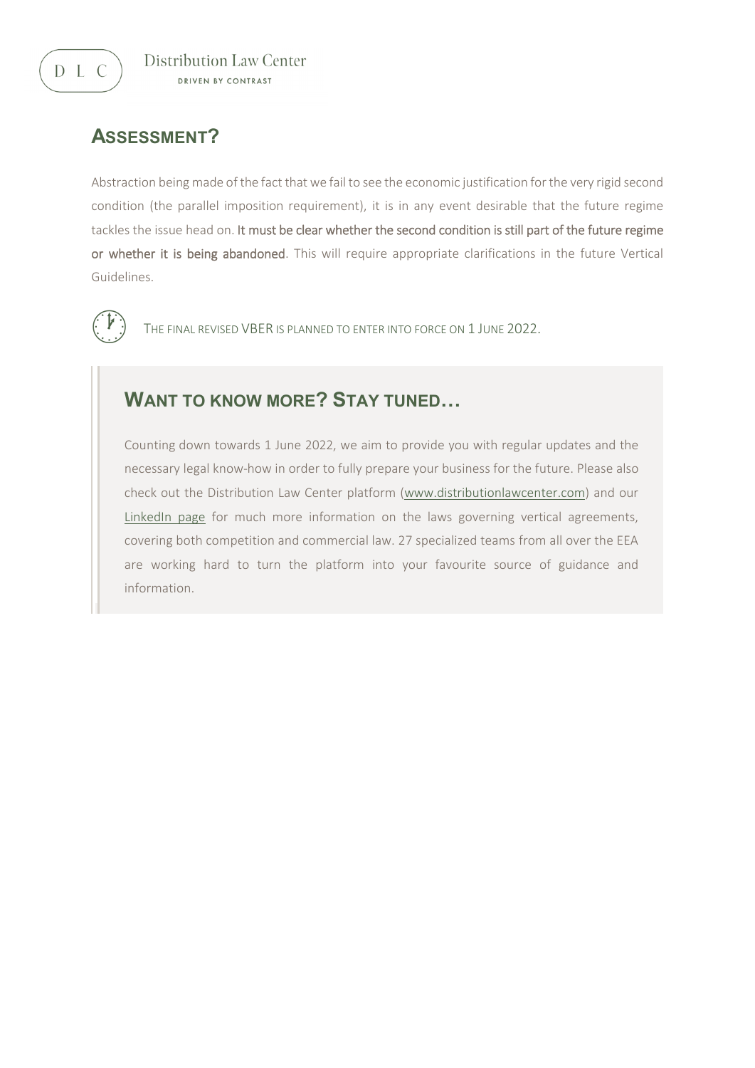## Assessment?

Abstraction being made of the fact that we fail to see the economic justification for the very rigid second condition (the parallel imposition requirement), it is in any event desirable that the future regime tackles the issue head on. **It must be clear whether the second condition is still part of the future regime or whether it is being abandoned**. This will require appropriate clarifications in the future Vertical Guidelines.

THE FINAL REVISED VBER IS PLANNED TO ENTER INTO FORCE ON 1 JUNE 2022.

## Want to know more? Stay tuned…

Counting down towards 1 June 2022, we aim to provide you with regular updates and the necessary legal know-how in order to fully prepare your business for the future. Please also check out the Distribution Law Center platform (www.distributionlawcenter.com) and our LinkedIn page for much more information on the laws governing vertical agreements, covering both competition and commercial law. 27 specialized teams from all over the EEA are working hard to turn the platform into your favourite source of guidance and information.